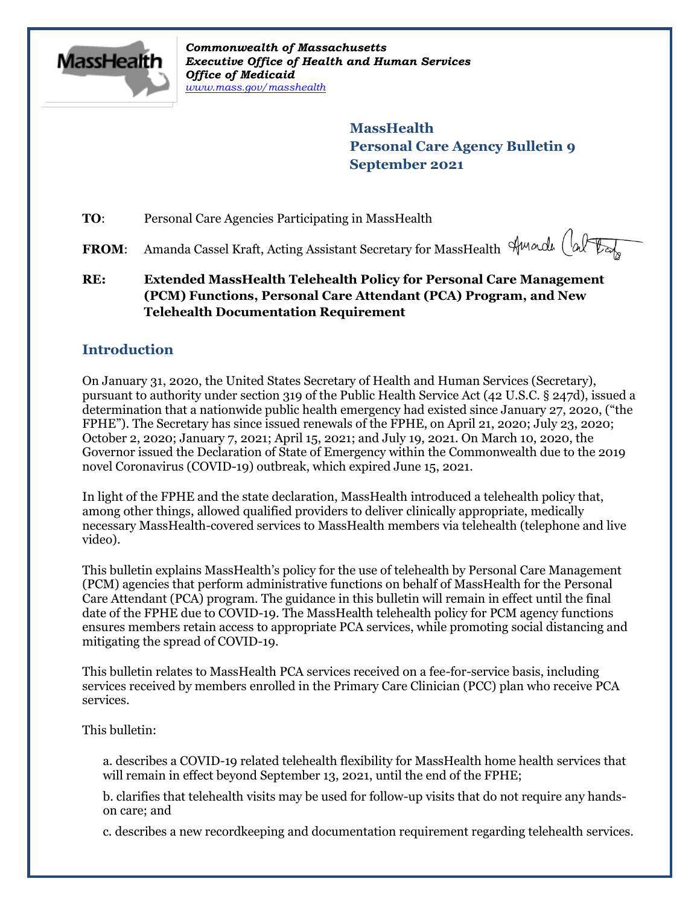*Commonwealth of Massachusetts*
***Executive Office of Health and Human Services***
***Office of Medicaid***
*www.mass.gov/masshealth*

**MassHealth**
**Personal Care Agency Bulletin 9**
**September 2021**

**TO**: Personal Care Agencies Participating in MassHealth

**FROM**: Amanda Cassel Kraft, Acting Assistant Secretary for MassHealth

**RE: Extended MassHealth Telehealth Policy for Personal Care Management (PCM) Functions, Personal Care Attendant (PCA) Program, and New Telehealth Documentation Requirement**

## Introduction

On January 31, 2020, the United States Secretary of Health and Human Services (Secretary), pursuant to authority under section 319 of the Public Health Service Act (42 U.S.C. § 247d), issued a determination that a nationwide public health emergency had existed since January 27, 2020, ("the FPHE"). The Secretary has since issued renewals of the FPHE, on April 21, 2020; July 23, 2020; October 2, 2020; January 7, 2021; April 15, 2021; and July 19, 2021. On March 10, 2020, the Governor issued the Declaration of State of Emergency within the Commonwealth due to the 2019 novel Coronavirus (COVID-19) outbreak, which expired June 15, 2021.

In light of the FPHE and the state declaration, MassHealth introduced a telehealth policy that, among other things, allowed qualified providers to deliver clinically appropriate, medically necessary MassHealth-covered services to MassHealth members via telehealth (telephone and live video).

This bulletin explains MassHealth's policy for the use of telehealth by Personal Care Management (PCM) agencies that perform administrative functions on behalf of MassHealth for the Personal Care Attendant (PCA) program. The guidance in this bulletin will remain in effect until the final date of the FPHE due to COVID-19. The MassHealth telehealth policy for PCM agency functions ensures members retain access to appropriate PCA services, while promoting social distancing and mitigating the spread of COVID-19.

This bulletin relates to MassHealth PCA services received on a fee-for-service basis, including services received by members enrolled in the Primary Care Clinician (PCC) plan who receive PCA services.

This bulletin:

a. describes a COVID-19 related telehealth flexibility for MassHealth home health services that will remain in effect beyond September 13, 2021, until the end of the FPHE;

b. clarifies that telehealth visits may be used for follow-up visits that do not require any hands-on care; and

c. describes a new recordkeeping and documentation requirement regarding telehealth services.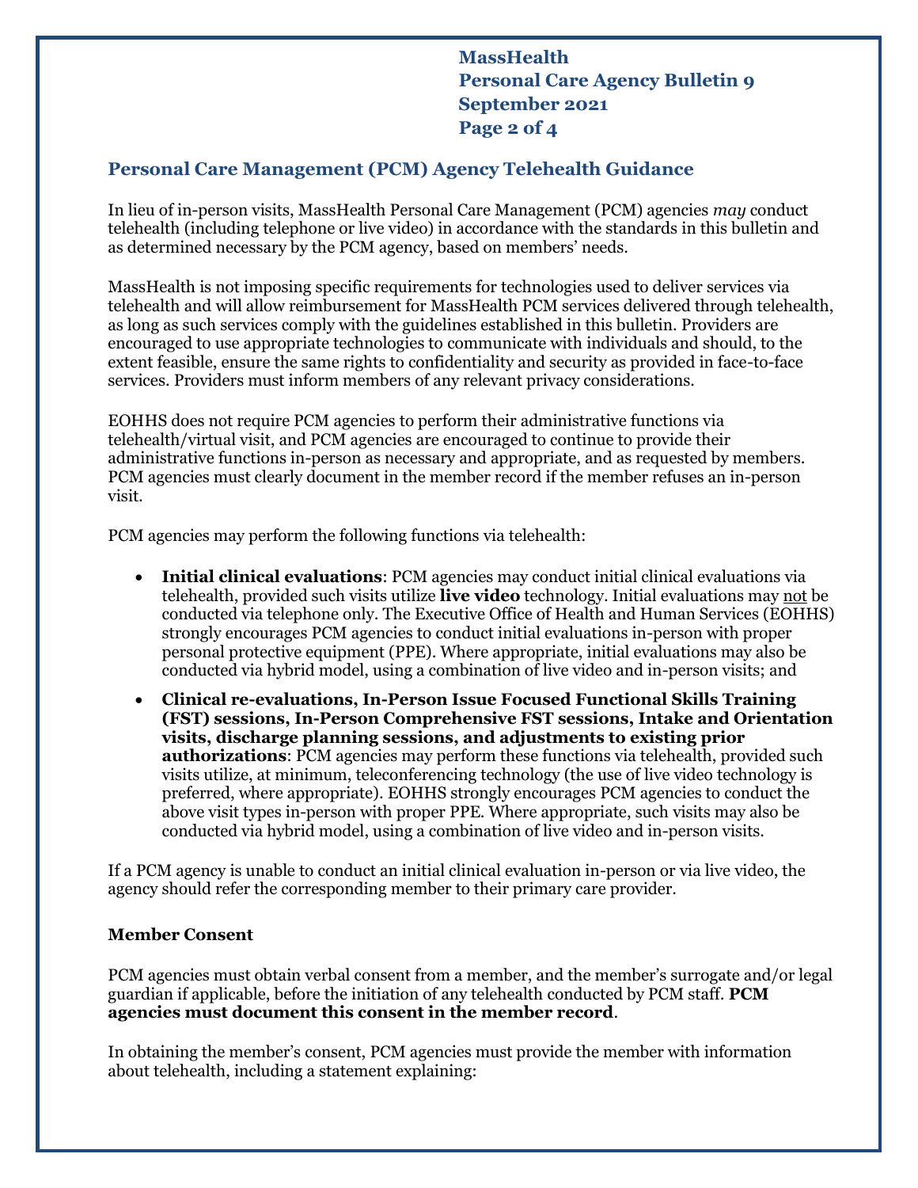## Personal Care Management (PCM) Agency Telehealth Guidance

In lieu of in-person visits, MassHealth Personal Care Management (PCM) agencies *may* conduct telehealth (including telephone or live video) in accordance with the standards in this bulletin and as determined necessary by the PCM agency, based on members' needs.

MassHealth is not imposing specific requirements for technologies used to deliver services via telehealth and will allow reimbursement for MassHealth PCM services delivered through telehealth, as long as such services comply with the guidelines established in this bulletin. Providers are encouraged to use appropriate technologies to communicate with individuals and should, to the extent feasible, ensure the same rights to confidentiality and security as provided in face-to-face services. Providers must inform members of any relevant privacy considerations.

EOHHS does not require PCM agencies to perform their administrative functions via telehealth/virtual visit, and PCM agencies are encouraged to continue to provide their administrative functions in-person as necessary and appropriate, and as requested by members. PCM agencies must clearly document in the member record if the member refuses an in-person visit.

PCM agencies may perform the following functions via telehealth:

- **Initial clinical evaluations**: PCM agencies may conduct initial clinical evaluations via telehealth, provided such visits utilize **live video** technology. Initial evaluations may not be conducted via telephone only. The Executive Office of Health and Human Services (EOHHS) strongly encourages PCM agencies to conduct initial evaluations in-person with proper personal protective equipment (PPE). Where appropriate, initial evaluations may also be conducted via hybrid model, using a combination of live video and in-person visits; and
- **Clinical re-evaluations, In-Person Issue Focused Functional Skills Training (FST) sessions, In-Person Comprehensive FST sessions, Intake and Orientation visits, discharge planning sessions, and adjustments to existing prior authorizations**: PCM agencies may perform these functions via telehealth, provided such visits utilize, at minimum, teleconferencing technology (the use of live video technology is preferred, where appropriate). EOHHS strongly encourages PCM agencies to conduct the above visit types in-person with proper PPE. Where appropriate, such visits may also be conducted via hybrid model, using a combination of live video and in-person visits.

If a PCM agency is unable to conduct an initial clinical evaluation in-person or via live video, the agency should refer the corresponding member to their primary care provider.

**Member Consent**

PCM agencies must obtain verbal consent from a member, and the member's surrogate and/or legal guardian if applicable, before the initiation of any telehealth conducted by PCM staff. **PCM agencies must document this consent in the member record**.

In obtaining the member's consent, PCM agencies must provide the member with information about telehealth, including a statement explaining: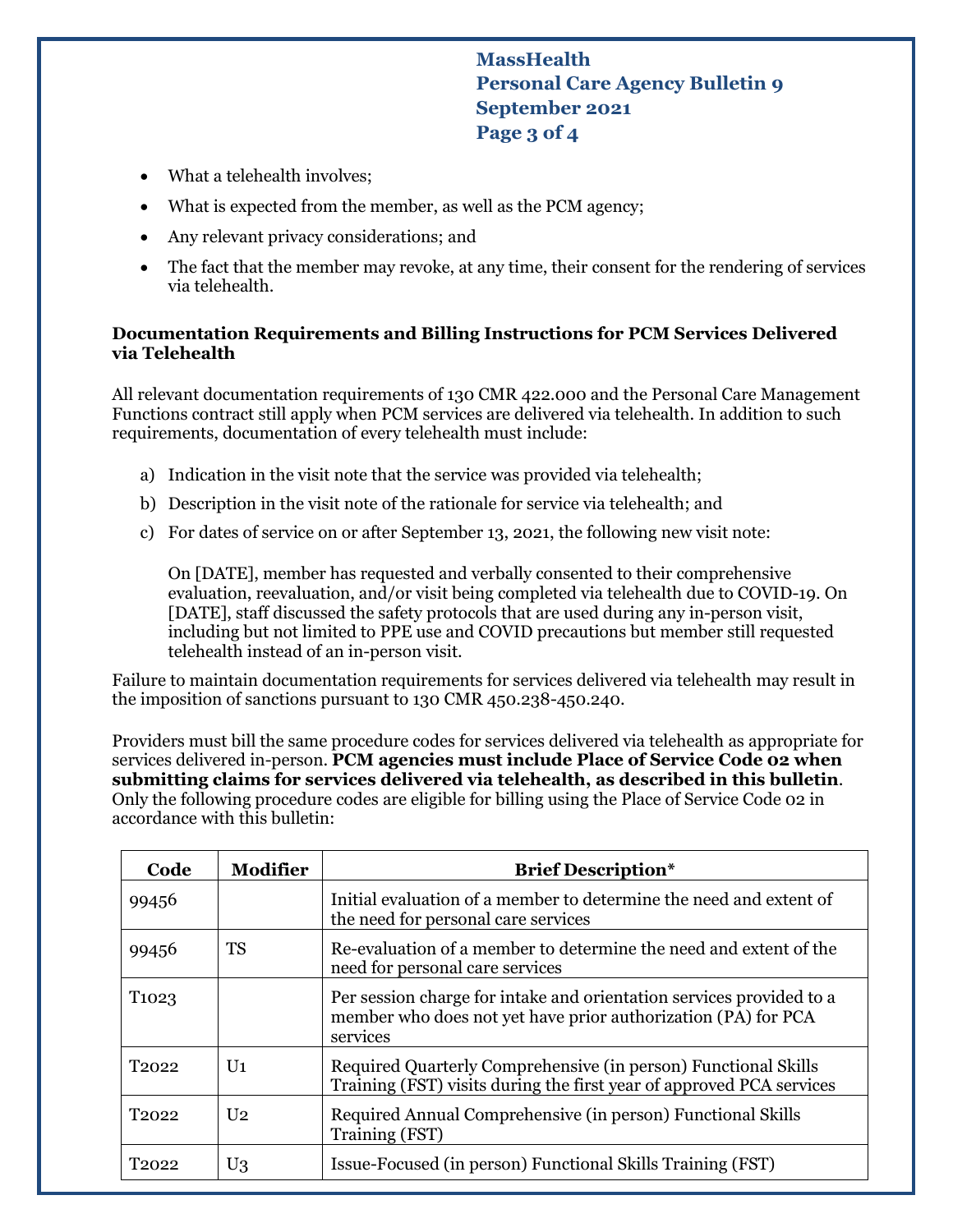- What a telehealth involves;
- What is expected from the member, as well as the PCM agency;
- Any relevant privacy considerations; and
- The fact that the member may revoke, at any time, their consent for the rendering of services via telehealth.

**Documentation Requirements and Billing Instructions for PCM Services Delivered via Telehealth**

All relevant documentation requirements of 130 CMR 422.000 and the Personal Care Management Functions contract still apply when PCM services are delivered via telehealth. In addition to such requirements, documentation of every telehealth must include:

a) Indication in the visit note that the service was provided via telehealth;

b) Description in the visit note of the rationale for service via telehealth; and

c) For dates of service on or after September 13, 2021, the following new visit note:

   On [DATE], member has requested and verbally consented to their comprehensive evaluation, reevaluation, and/or visit being completed via telehealth due to COVID-19. On [DATE], staff discussed the safety protocols that are used during any in-person visit, including but not limited to PPE use and COVID precautions but member still requested telehealth instead of an in-person visit.

Failure to maintain documentation requirements for services delivered via telehealth may result in the imposition of sanctions pursuant to 130 CMR 450.238-450.240.

Providers must bill the same procedure codes for services delivered via telehealth as appropriate for services delivered in-person. **PCM agencies must include Place of Service Code 02 when submitting claims for services delivered via telehealth, as described in this bulletin**. Only the following procedure codes are eligible for billing using the Place of Service Code 02 in accordance with this bulletin:

| Code | Modifier | Brief Description* |
|---|---|---|
| 99456 | | Initial evaluation of a member to determine the need and extent of the need for personal care services |
| 99456 | TS | Re-evaluation of a member to determine the need and extent of the need for personal care services |
| T1023 | | Per session charge for intake and orientation services provided to a member who does not yet have prior authorization (PA) for PCA services |
| T2022 | U1 | Required Quarterly Comprehensive (in person) Functional Skills Training (FST) visits during the first year of approved PCA services |
| T2022 | U2 | Required Annual Comprehensive (in person) Functional Skills Training (FST) |
| T2022 | U3 | Issue-Focused (in person) Functional Skills Training (FST) |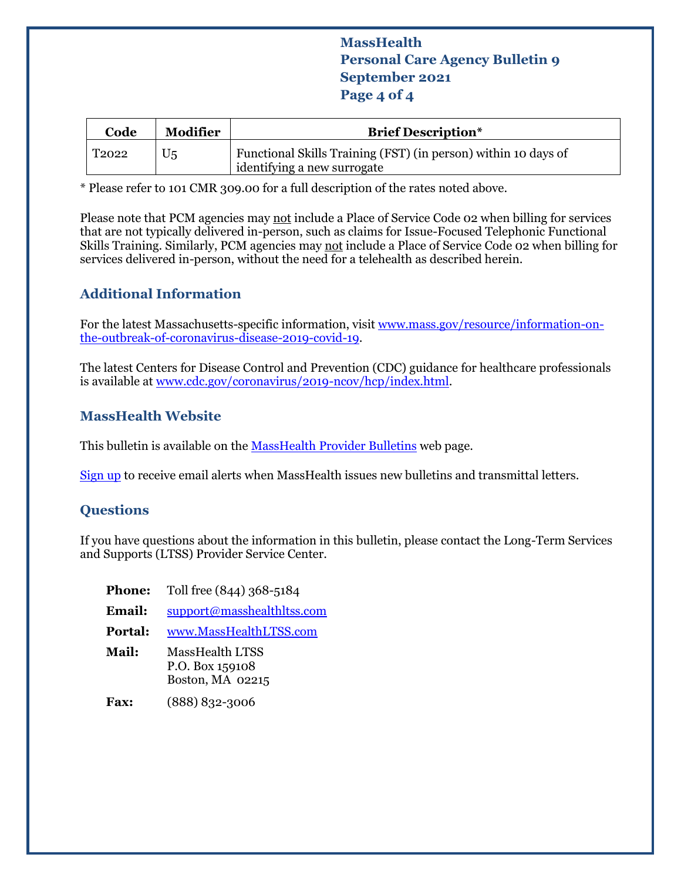| Code | Modifier | Brief Description* |
|---|---|---|
| T2022 | U5 | Functional Skills Training (FST) (in person) within 10 days of identifying a new surrogate |

* Please refer to 101 CMR 309.00 for a full description of the rates noted above.

Please note that PCM agencies may not include a Place of Service Code 02 when billing for services that are not typically delivered in-person, such as claims for Issue-Focused Telephonic Functional Skills Training. Similarly, PCM agencies may not include a Place of Service Code 02 when billing for services delivered in-person, without the need for a telehealth as described herein.

## Additional Information

For the latest Massachusetts-specific information, visit www.mass.gov/resource/information-on-the-outbreak-of-coronavirus-disease-2019-covid-19.

The latest Centers for Disease Control and Prevention (CDC) guidance for healthcare professionals is available at www.cdc.gov/coronavirus/2019-ncov/hcp/index.html.

## MassHealth Website

This bulletin is available on the MassHealth Provider Bulletins web page.

Sign up to receive email alerts when MassHealth issues new bulletins and transmittal letters.

## Questions

If you have questions about the information in this bulletin, please contact the Long-Term Services and Supports (LTSS) Provider Service Center.

**Phone:** Toll free (844) 368-5184

**Email:** support@masshealthltss.com

**Portal:** www.MassHealthLTSS.com

**Mail:** MassHealth LTSS
P.O. Box 159108
Boston, MA 02215

**Fax:** (888) 832-3006